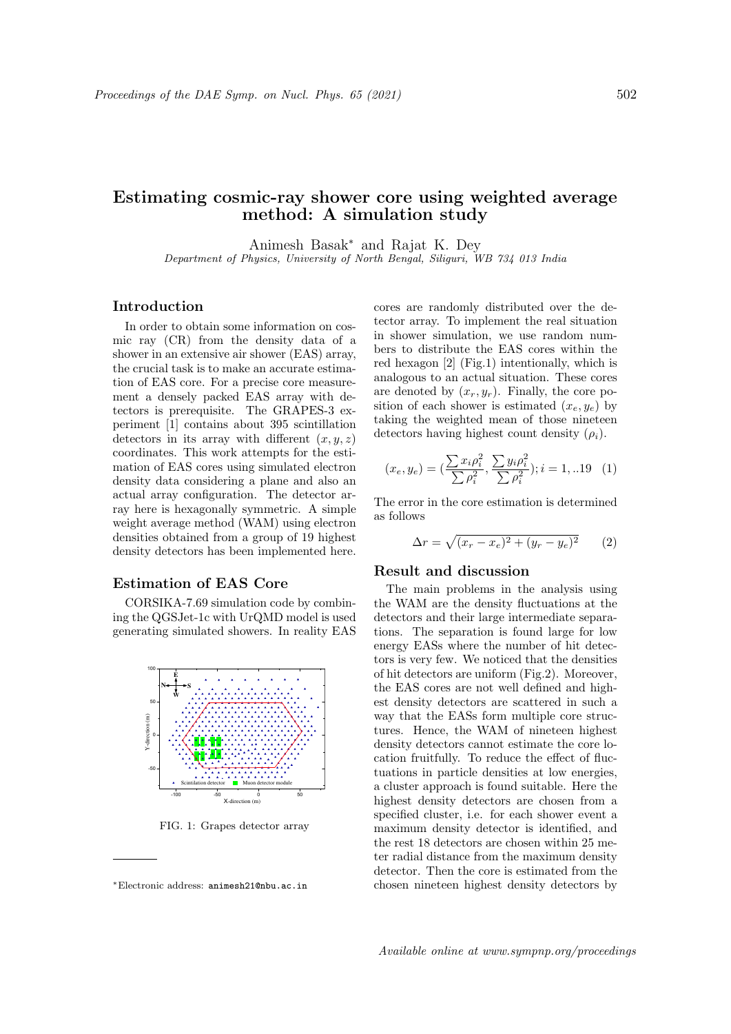# Estimating cosmic-ray shower core using weighted average method: A simulation study

Animesh Basak* and Rajat K. Dey

*Department of Physics, University of North Bengal, Siliguri, WB 734 013 India*

## Introduction

In order to obtain some information on cosmic ray (CR) from the density data of a shower in an extensive air shower (EAS) array, the crucial task is to make an accurate estimation of EAS core. For a precise core measurement a densely packed EAS array with detectors is prerequisite. The GRAPES-3 experiment [1] contains about 395 scintillation detectors in its array with different $(x, y, z)$ coordinates. This work attempts for the estimation of EAS cores using simulated electron density data considering a plane and also an actual array configuration. The detector array here is hexagonally symmetric. A simple weight average method (WAM) using electron densities obtained from a group of 19 highest density detectors has been implemented here.

## Estimation of EAS Core

CORSIKA-7.69 simulation code by combining the QGSJet-1c with UrQMD model is used generating simulated showers. In reality EAS cores are randomly distributed over the detector array. To implement the real situation in shower simulation, we use random numbers to distribute the EAS cores within the red hexagon [2] (Fig.1) intentionally, which is analogous to an actual situation. These cores are denoted by $(x_r, y_r)$. Finally, the core position of each shower is estimated $(x_e, y_e)$ by taking the weighted mean of those nineteen detectors having highest count density $(\rho_i)$.

FIG. 1: Grapes detector array

$$(x_e, y_e) = \left(\frac{\sum x_i \rho_i^2}{\sum \rho_i^2}, \frac{\sum y_i \rho_i^2}{\sum \rho_i^2}\right); i = 1, ..19 \quad (1)$$

The error in the core estimation is determined as follows

$$\Delta r = \sqrt{(x_r - x_e)^2 + (y_r - y_e)^2} \quad (2)$$

## Result and discussion

The main problems in the analysis using the WAM are the density fluctuations at the detectors and their large intermediate separations. The separation is found large for low energy EASs where the number of hit detectors is very few. We noticed that the densities of hit detectors are uniform (Fig.2). Moreover, the EAS cores are not well defined and highest density detectors are scattered in such a way that the EASs form multiple core structures. Hence, the WAM of nineteen highest density detectors cannot estimate the core location fruitfully. To reduce the effect of fluctuations in particle densities at low energies, a cluster approach is found suitable. Here the highest density detectors are chosen from a specified cluster, i.e. for each shower event a maximum density detector is identified, and the rest 18 detectors are chosen within 25 meter radial distance from the maximum density detector. Then the core is estimated from the chosen nineteen highest density detectors by

*Electronic address: animesh21@nbu.ac.in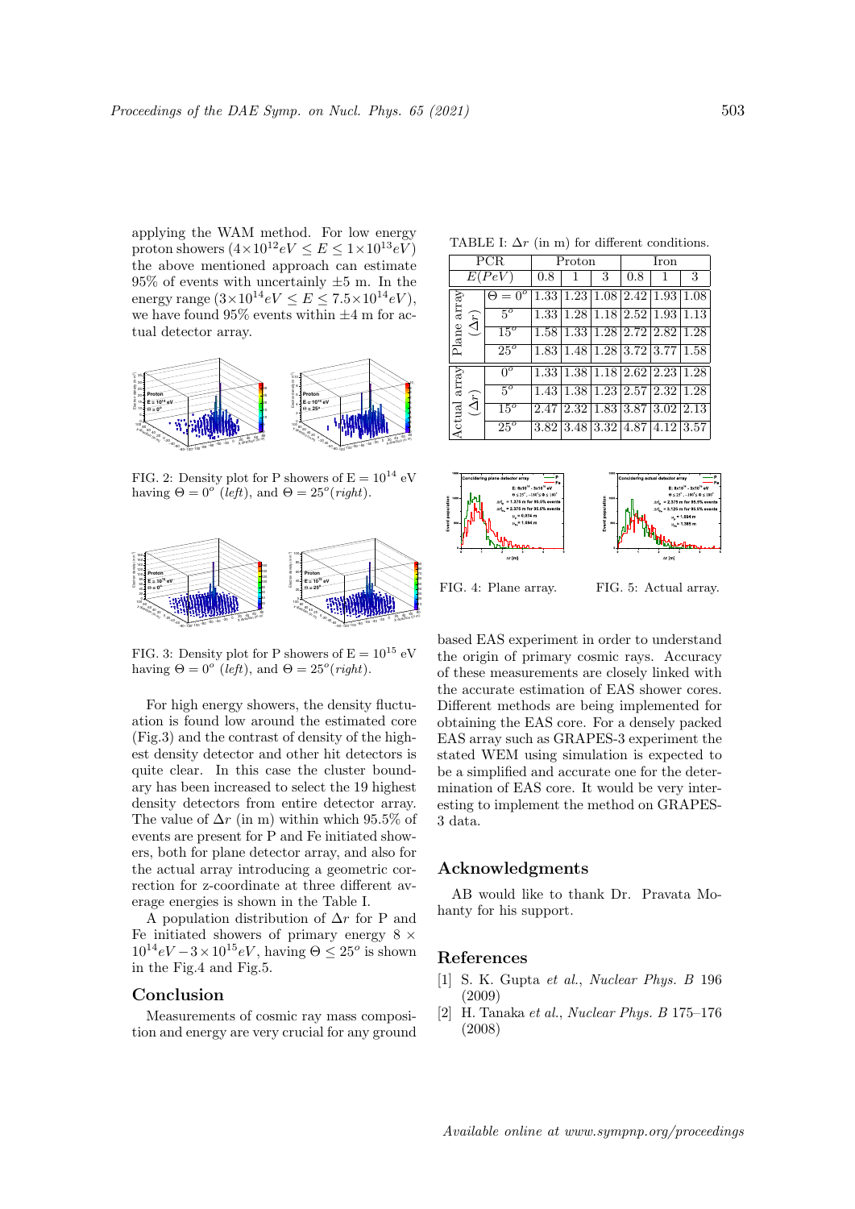applying the WAM method. For low energy proton showers ($4\times10^{12}eV \leq E \leq 1\times10^{13}eV$) the above mentioned approach can estimate 95% of events with uncertainly ±5 m. In the energy range ($3\times10^{14}eV \leq E \leq 7.5\times10^{14}eV$), we have found 95% events within ±4 m for actual detector array.

FIG. 2: Density plot for P showers of E = $10^{14}$ eV having $\Theta = 0^o$ (*left*), and $\Theta = 25^o$(*right*).

FIG. 3: Density plot for P showers of E = $10^{15}$ eV having $\Theta = 0^o$ (*left*), and $\Theta = 25^o$(*right*).

For high energy showers, the density fluctuation is found low around the estimated core (Fig.3) and the contrast of density of the highest density detector and other hit detectors is quite clear. In this case the cluster boundary has been increased to select the 19 highest density detectors from entire detector array. The value of $\Delta r$ (in m) within which 95.5% of events are present for P and Fe initiated showers, both for plane detector array, and also for the actual array introducing a geometric correction for z-coordinate at three different average energies is shown in the Table I.

A population distribution of $\Delta r$ for P and Fe initiated showers of primary energy $8\times10^{14}eV - 3\times10^{15}eV$, having $\Theta \leq 25^o$ is shown in the Fig.4 and Fig.5.

## Conclusion

Measurements of cosmic ray mass composition and energy are very crucial for any ground based EAS experiment in order to understand the origin of primary cosmic rays. Accuracy of these measurements are closely linked with the accurate estimation of EAS shower cores. Different methods are being implemented for obtaining the EAS core. For a densely packed EAS array such as GRAPES-3 experiment the stated WEM using simulation is expected to be a simplified and accurate one for the determination of EAS core. It would be very interesting to implement the method on GRAPES-3 data.

TABLE I: $\Delta r$ (in m) for different conditions.

| PCR | | Proton | | | Iron | | |
|---|---|---|---|---|---|---|---|
| $E(PeV)$ | | 0.8 | 1 | 3 | 0.8 | 1 | 3 |
| Plane array ($\Delta r$) | $\Theta = 0^o$ | 1.33 | 1.23 | 1.08 | 2.42 | 1.93 | 1.08 |
| | $5^o$ | 1.33 | 1.28 | 1.18 | 2.52 | 1.93 | 1.13 |
| | $15^o$ | 1.58 | 1.33 | 1.28 | 2.72 | 2.82 | 1.28 |
| | $25^o$ | 1.83 | 1.48 | 1.28 | 3.72 | 3.77 | 1.58 |
| Actual array ($\Delta r$) | $0^o$ | 1.33 | 1.38 | 1.18 | 2.62 | 2.23 | 1.28 |
| | $5^o$ | 1.43 | 1.38 | 1.23 | 2.57 | 2.32 | 1.28 |
| | $15^o$ | 2.47 | 2.32 | 1.83 | 3.87 | 3.02 | 2.13 |
| | $25^o$ | 3.82 | 3.48 | 3.32 | 4.87 | 4.12 | 3.57 |

FIG. 4: Plane array.

FIG. 5: Actual array.

## Acknowledgments

AB would like to thank Dr. Pravata Mohanty for his support.

## References

[1] S. K. Gupta *et al.*, *Nuclear Phys. B* 196 (2009)

[2] H. Tanaka *et al.*, *Nuclear Phys. B* 175–176 (2008)